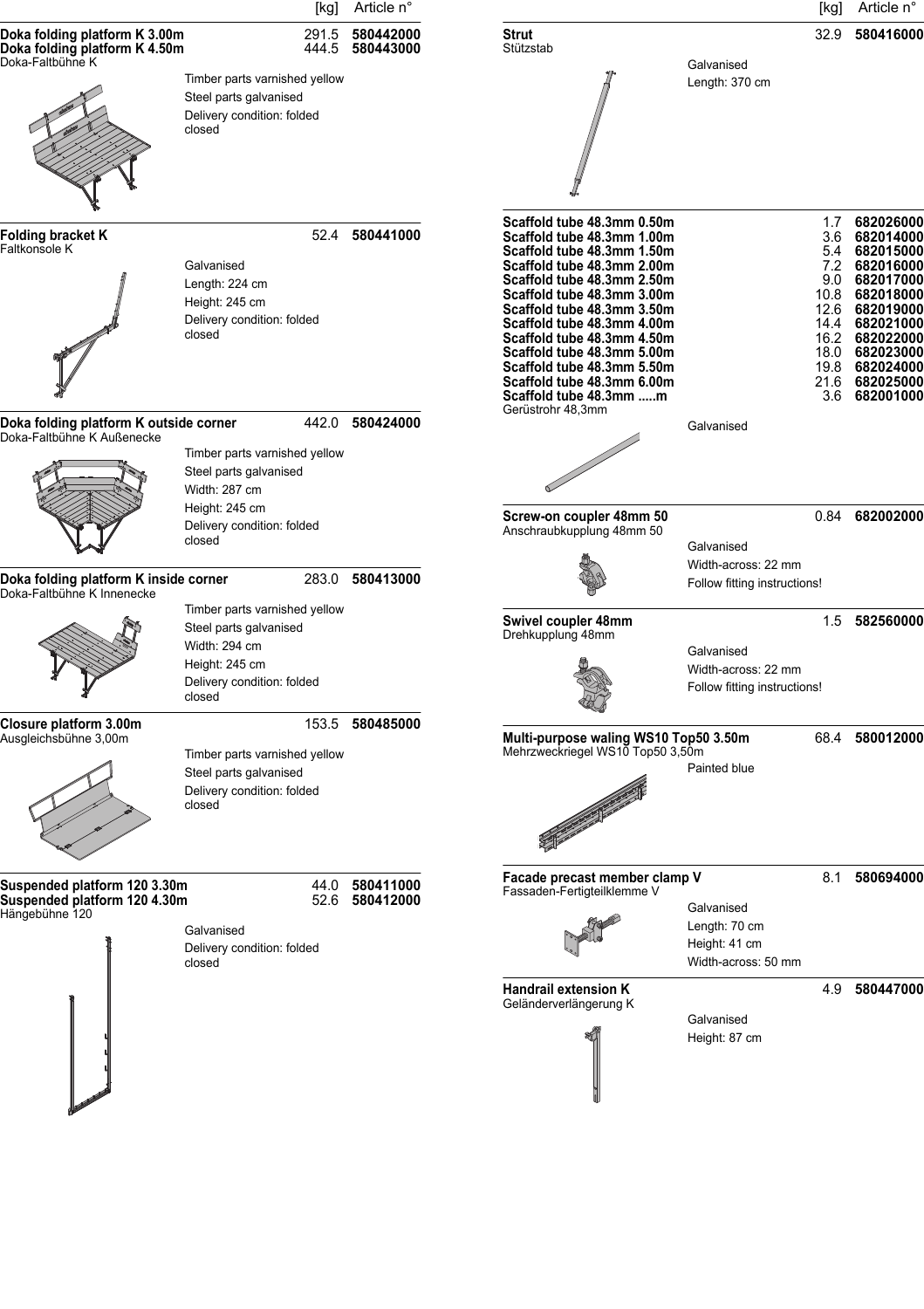| | [kg] | Article n° |
|---|---|---|
| **Doka folding platform K 3.00m** | 291.5 | **580442000** |
| **Doka folding platform K 4.50m** | 444.5 | **580443000** |

Doka-Faltbühne K

Timber parts varnished yellow
Steel parts galvanised
Delivery condition: folded closed

| | | |
|---|---|---|
| **Folding bracket K** | 52.4 | **580441000** |

Faltkonsole K

Galvanised
Length: 224 cm
Height: 245 cm
Delivery condition: folded closed

| | | |
|---|---|---|
| **Doka folding platform K outside corner** | 442.0 | **580424000** |

Doka-Faltbühne K Außenecke

Timber parts varnished yellow
Steel parts galvanised
Width: 287 cm
Height: 245 cm
Delivery condition: folded closed

| | | |
|---|---|---|
| **Doka folding platform K inside corner** | 283.0 | **580413000** |

Doka-Faltbühne K Innenecke

Timber parts varnished yellow
Steel parts galvanised
Width: 294 cm
Height: 245 cm
Delivery condition: folded closed

| | | |
|---|---|---|
| **Closure platform 3.00m** | 153.5 | **580485000** |

Ausgleichsbühne 3,00m

Timber parts varnished yellow
Steel parts galvanised
Delivery condition: folded closed

| | | |
|---|---|---|
| **Suspended platform 120 3.30m** | 44.0 | **580411000** |
| **Suspended platform 120 4.30m** | 52.6 | **580412000** |

Hängebühne 120

Galvanised
Delivery condition: folded closed

| | [kg] | Article n° |
|---|---|---|
| **Strut** | 32.9 | **580416000** |

Stützstab

Galvanised
Length: 370 cm

| | | |
|---|---|---|
| **Scaffold tube 48.3mm 0.50m** | 1.7 | **682026000** |
| **Scaffold tube 48.3mm 1.00m** | 3.6 | **682014000** |
| **Scaffold tube 48.3mm 1.50m** | 5.4 | **682015000** |
| **Scaffold tube 48.3mm 2.00m** | 7.2 | **682016000** |
| **Scaffold tube 48.3mm 2.50m** | 9.0 | **682017000** |
| **Scaffold tube 48.3mm 3.00m** | 10.8 | **682018000** |
| **Scaffold tube 48.3mm 3.50m** | 12.6 | **682019000** |
| **Scaffold tube 48.3mm 4.00m** | 14.4 | **682021000** |
| **Scaffold tube 48.3mm 4.50m** | 16.2 | **682022000** |
| **Scaffold tube 48.3mm 5.00m** | 18.0 | **682023000** |
| **Scaffold tube 48.3mm 5.50m** | 19.8 | **682024000** |
| **Scaffold tube 48.3mm 6.00m** | 21.6 | **682025000** |
| **Scaffold tube 48.3mm .....m** | 3.6 | **682001000** |

Gerüstrohr 48,3mm

Galvanised

| | | |
|---|---|---|
| **Screw-on coupler 48mm 50** | 0.84 | **682002000** |

Anschraubkupplung 48mm 50

Galvanised
Width-across: 22 mm
Follow fitting instructions!

| | | |
|---|---|---|
| **Swivel coupler 48mm** | 1.5 | **582560000** |

Drehkupplung 48mm

Galvanised
Width-across: 22 mm
Follow fitting instructions!

| | | |
|---|---|---|
| **Multi-purpose waling WS10 Top50 3.50m** | 68.4 | **580012000** |

Mehrzweckriegel WS10 Top50 3,50m

Painted blue

| | | |
|---|---|---|
| **Facade precast member clamp V** | 8.1 | **580694000** |

Fassaden-Fertigteilklemme V

Galvanised
Length: 70 cm
Height: 41 cm
Width-across: 50 mm

| | | |
|---|---|---|
| **Handrail extension K** | 4.9 | **580447000** |

Geländerverlängerung K

Galvanised
Height: 87 cm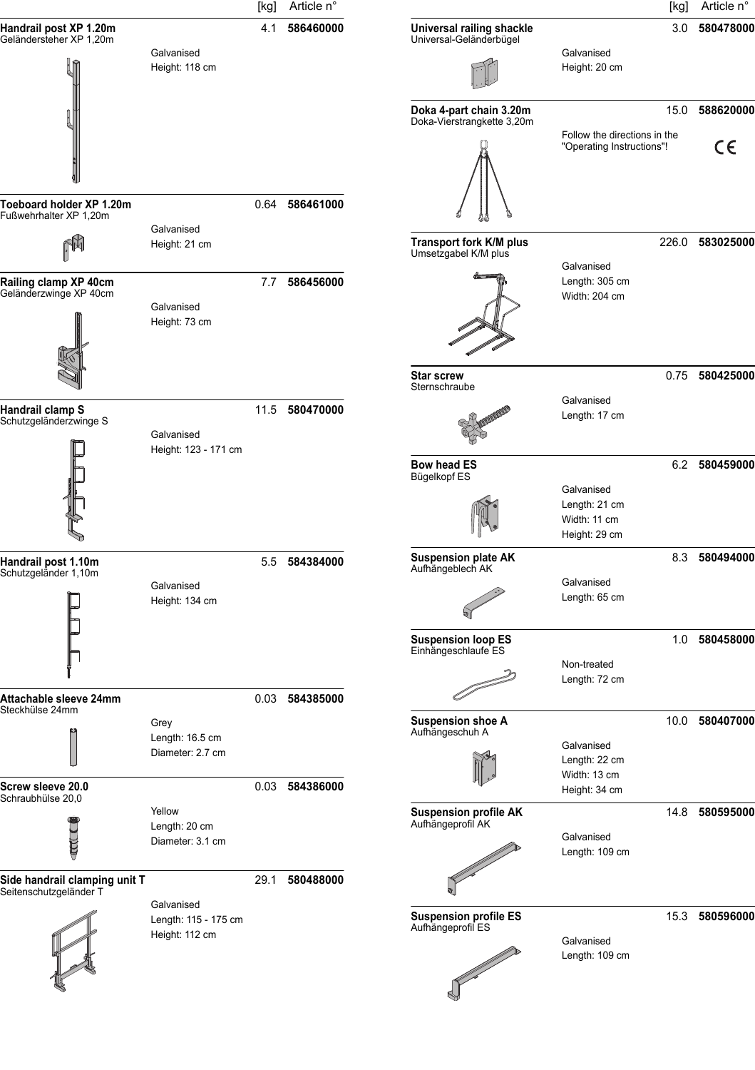| | | [kg] | Article n° |
|---|---|---|---|
| **Handrail post XP 1.20m**<br>Geländersteher XP 1,20m | Galvanised<br>Height: 118 cm | 4.1 | **586460000** |
| **Toeboard holder XP 1.20m**<br>Fußwehrhalter XP 1,20m | Galvanised<br>Height: 21 cm | 0.64 | **586461000** |
| **Railing clamp XP 40cm**<br>Geländerzwinge XP 40cm | Galvanised<br>Height: 73 cm | 7.7 | **586456000** |
| **Handrail clamp S**<br>Schutzgeländerzwinge S | Galvanised<br>Height: 123 - 171 cm | 11.5 | **580470000** |
| **Handrail post 1.10m**<br>Schutzgeländer 1,10m | Galvanised<br>Height: 134 cm | 5.5 | **584384000** |
| **Attachable sleeve 24mm**<br>Steckhülse 24mm | Grey<br>Length: 16.5 cm<br>Diameter: 2.7 cm | 0.03 | **584385000** |
| **Screw sleeve 20.0**<br>Schraubhülse 20,0 | Yellow<br>Length: 20 cm<br>Diameter: 3.1 cm | 0.03 | **584386000** |
| **Side handrail clamping unit T**<br>Seitenschutzgeländer T | Galvanised<br>Length: 115 - 175 cm<br>Height: 112 cm | 29.1 | **580488000** |

| | | [kg] | Article n° |
|---|---|---|---|
| **Universal railing shackle**<br>Universal-Geländerbügel | Galvanised<br>Height: 20 cm | 3.0 | **580478000** |
| **Doka 4-part chain 3.20m**<br>Doka-Vierstrangkette 3,20m | Follow the directions in the "Operating Instructions"!<br>CE | 15.0 | **588620000** |
| **Transport fork K/M plus**<br>Umsetzgabel K/M plus | Galvanised<br>Length: 305 cm<br>Width: 204 cm | 226.0 | **583025000** |
| **Star screw**<br>Sternschraube | Galvanised<br>Length: 17 cm | 0.75 | **580425000** |
| **Bow head ES**<br>Bügelkopf ES | Galvanised<br>Length: 21 cm<br>Width: 11 cm<br>Height: 29 cm | 6.2 | **580459000** |
| **Suspension plate AK**<br>Aufhängeblech AK | Galvanised<br>Length: 65 cm | 8.3 | **580494000** |
| **Suspension loop ES**<br>Einhängeschlaufe ES | Non-treated<br>Length: 72 cm | 1.0 | **580458000** |
| **Suspension shoe A**<br>Aufhängeschuh A | Galvanised<br>Length: 22 cm<br>Width: 13 cm<br>Height: 34 cm | 10.0 | **580407000** |
| **Suspension profile AK**<br>Aufhängeprofil AK | Galvanised<br>Length: 109 cm | 14.8 | **580595000** |
| **Suspension profile ES**<br>Aufhängeprofil ES | Galvanised<br>Length: 109 cm | 15.3 | **580596000** |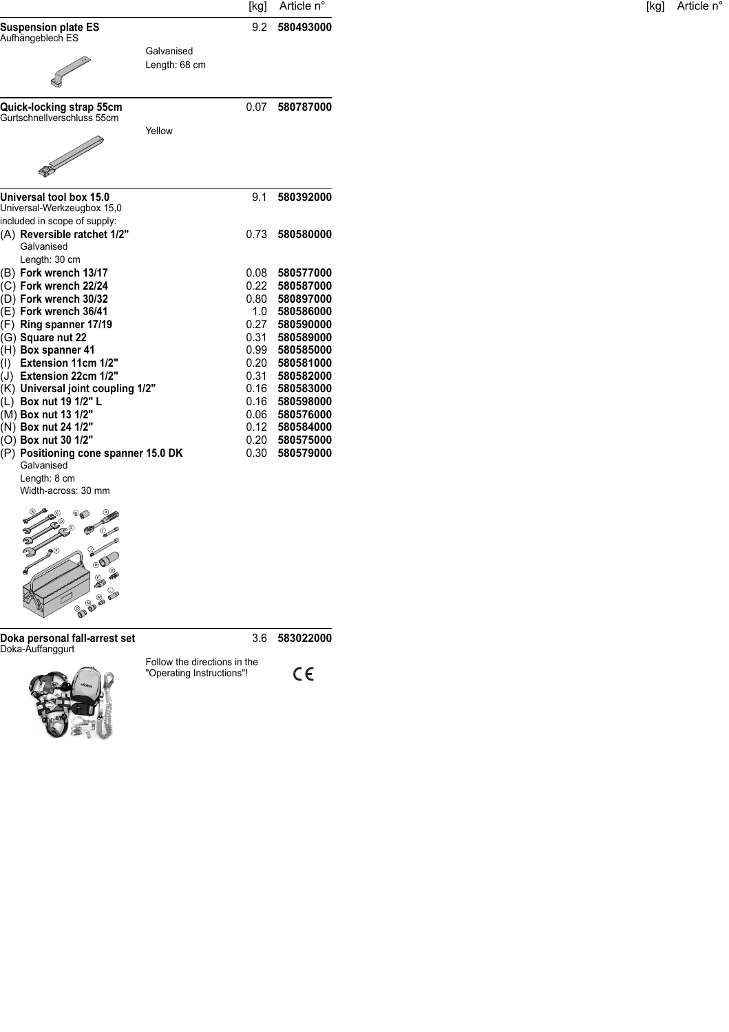| | | [kg] | Article n° |
|---|---|---|---|
| **Suspension plate ES**<br>Aufhängeblech ES | Galvanised<br>Length: 68 cm | 9.2 | **580493000** |
| **Quick-locking strap 55cm**<br>Gurtschnellverschluss 55cm | Yellow | 0.07 | **580787000** |
| **Universal tool box 15.0**<br>Universal-Werkzeugbox 15,0<br>included in scope of supply: | | 9.1 | **580392000** |
| (A) **Reversible ratchet 1/2"**<br>Galvanised<br>Length: 30 cm | | 0.73 | **580580000** |
| (B) **Fork wrench 13/17** | | 0.08 | **580577000** |
| (C) **Fork wrench 22/24** | | 0.22 | **580587000** |
| (D) **Fork wrench 30/32** | | 0.80 | **580897000** |
| (E) **Fork wrench 36/41** | | 1.0 | **580586000** |
| (F) **Ring spanner 17/19** | | 0.27 | **580590000** |
| (G) **Square nut 22** | | 0.31 | **580589000** |
| (H) **Box spanner 41** | | 0.99 | **580585000** |
| (I) **Extension 11cm 1/2"** | | 0.20 | **580581000** |
| (J) **Extension 22cm 1/2"** | | 0.31 | **580582000** |
| (K) **Universal joint coupling 1/2"** | | 0.16 | **580583000** |
| (L) **Box nut 19 1/2" L** | | 0.16 | **580598000** |
| (M) **Box nut 13 1/2"** | | 0.06 | **580576000** |
| (N) **Box nut 24 1/2"** | | 0.12 | **580584000** |
| (O) **Box nut 30 1/2"** | | 0.20 | **580575000** |
| (P) **Positioning cone spanner 15.0 DK**<br>Galvanised<br>Length: 8 cm<br>Width-across: 30 mm | | 0.30 | **580579000** |
| **Doka personal fall-arrest set**<br>Doka-Auffanggurt | Follow the directions in the "Operating Instructions"! | 3.6 | **583022000** |